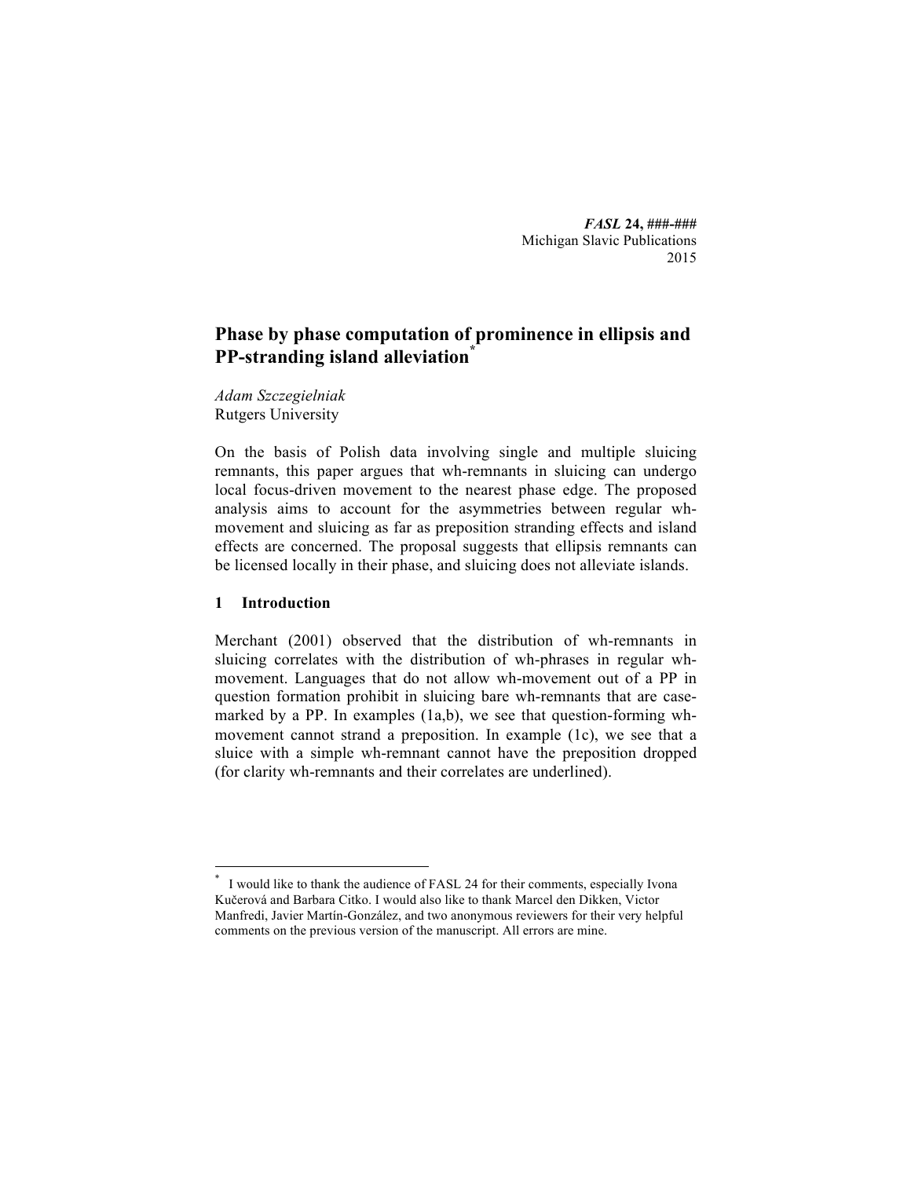# Phase by phase computation of prominence in ellipsis and PP-stranding island alleviation[*]

*Adam Szczegielniak*
Rutgers University

On the basis of Polish data involving single and multiple sluicing remnants, this paper argues that wh-remnants in sluicing can undergo local focus-driven movement to the nearest phase edge. The proposed analysis aims to account for the asymmetries between regular wh-movement and sluicing as far as preposition stranding effects and island effects are concerned. The proposal suggests that ellipsis remnants can be licensed locally in their phase, and sluicing does not alleviate islands.

## 1 Introduction

Merchant (2001) observed that the distribution of wh-remnants in sluicing correlates with the distribution of wh-phrases in regular wh-movement. Languages that do not allow wh-movement out of a PP in question formation prohibit in sluicing bare wh-remnants that are case-marked by a PP. In examples (1a,b), we see that question-forming wh-movement cannot strand a preposition. In example (1c), we see that a sluice with a simple wh-remnant cannot have the preposition dropped (for clarity wh-remnants and their correlates are underlined).

[*] I would like to thank the audience of FASL 24 for their comments, especially Ivona Kučerová and Barbara Citko. I would also like to thank Marcel den Dikken, Victor Manfredi, Javier Martín-González, and two anonymous reviewers for their very helpful comments on the previous version of the manuscript. All errors are mine.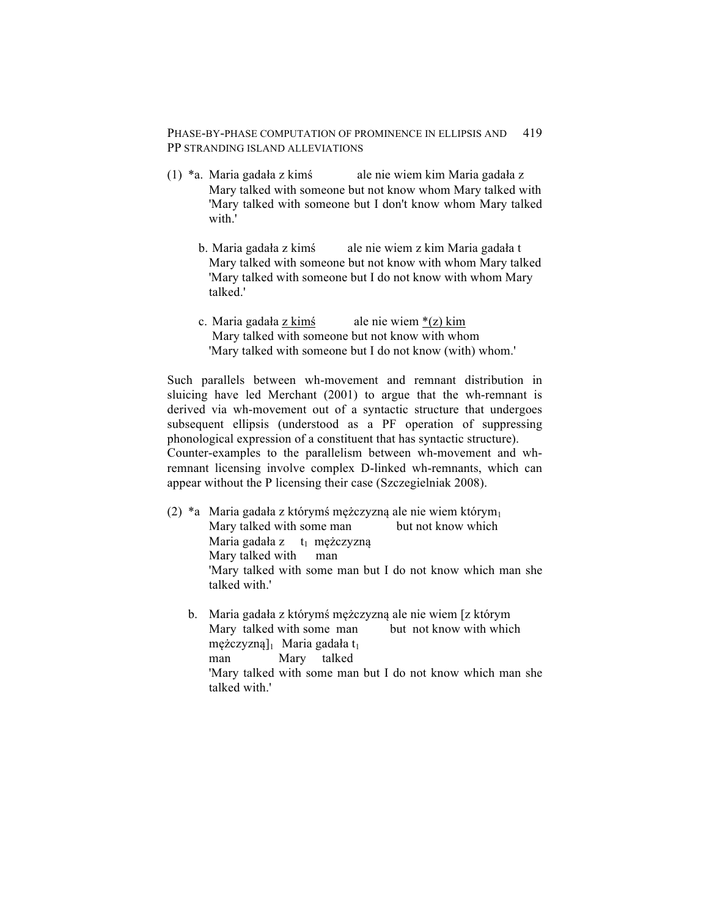(1) *a. Maria gadała z kimś ale nie wiem kim Maria gadała z
Mary talked with someone but not know whom Mary talked with
'Mary talked with someone but I don't know whom Mary talked with.'

b. Maria gadała z kimś ale nie wiem z kim Maria gadała t
Mary talked with someone but not know with whom Mary talked
'Mary talked with someone but I do not know with whom Mary talked.'

c. Maria gadała <u>z kimś</u> ale nie wiem <u>*(z) kim</u>
Mary talked with someone but not know with whom
'Mary talked with someone but I do not know (with) whom.'

Such parallels between wh-movement and remnant distribution in sluicing have led Merchant (2001) to argue that the wh-remnant is derived via wh-movement out of a syntactic structure that undergoes subsequent ellipsis (understood as a PF operation of suppressing phonological expression of a constituent that has syntactic structure). Counter-examples to the parallelism between wh-movement and wh-remnant licensing involve complex D-linked wh-remnants, which can appear without the P licensing their case (Szczegielniak 2008).

(2) *a Maria gadała z którymś mężczyzną ale nie wiem którym$_1$
Mary talked with some man but not know which
Maria gadała z $t_1$ mężczyzną
Mary talked with man
'Mary talked with some man but I do not know which man she talked with.'

b. Maria gadała z którymś mężczyzną ale nie wiem [z którym
Mary talked with some man but not know with which
mężczyzną]$_1$ Maria gadała $t_1$
man Mary talked
'Mary talked with some man but I do not know which man she talked with.'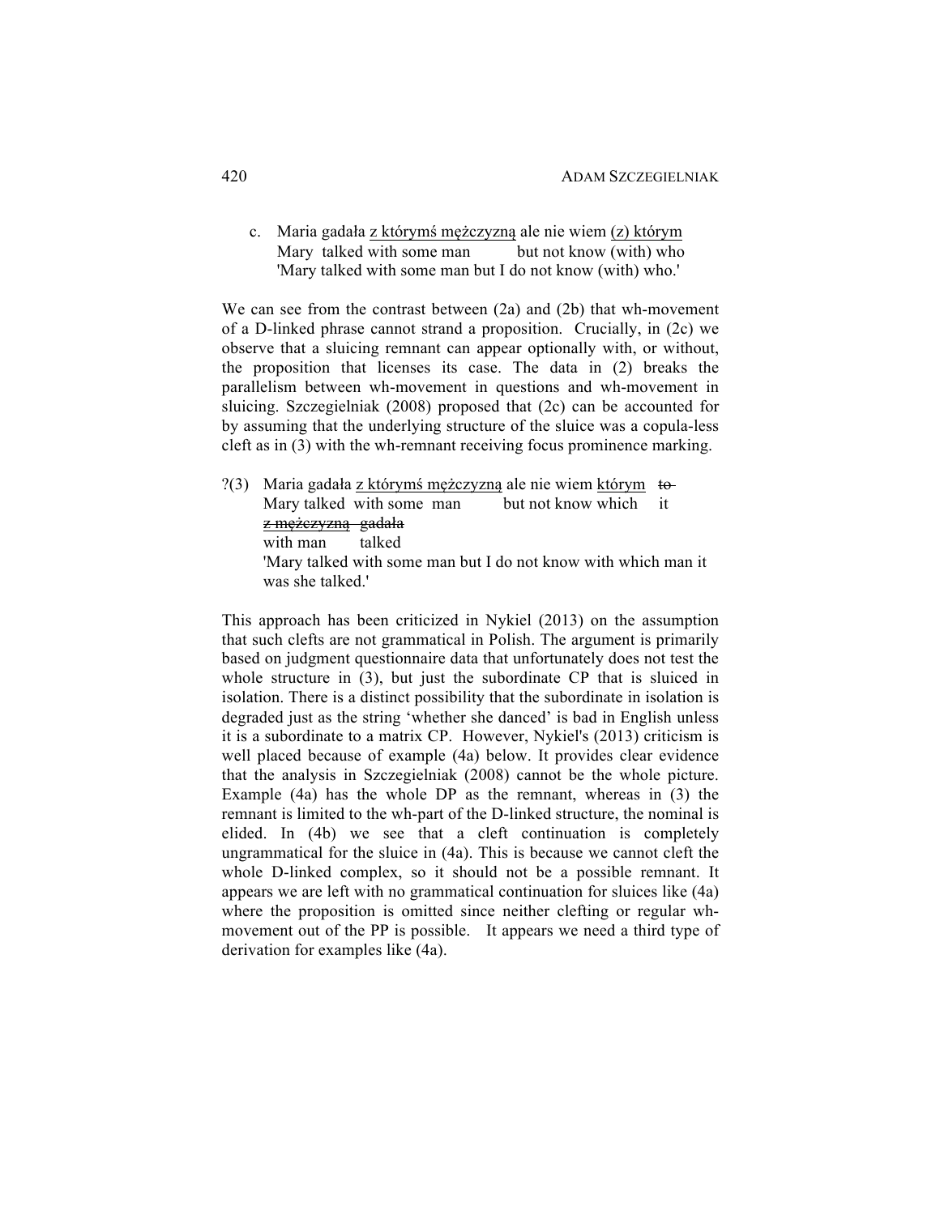c. Maria gadała <u>z którymś mężczyzną</u> ale nie wiem <u>(z) którym</u>
   Mary talked with some man but not know (with) who
   'Mary talked with some man but I do not know (with) who.'

We can see from the contrast between (2a) and (2b) that wh-movement of a D-linked phrase cannot strand a proposition. Crucially, in (2c) we observe that a sluicing remnant can appear optionally with, or without, the proposition that licenses its case. The data in (2) breaks the parallelism between wh-movement in questions and wh-movement in sluicing. Szczegielniak (2008) proposed that (2c) can be accounted for by assuming that the underlying structure of the sluice was a copula-less cleft as in (3) with the wh-remnant receiving focus prominence marking.

?(3) Maria gadała <u>z którymś mężczyzną</u> ale nie wiem <u>którym</u> ~~to~~ ~~z mężczyzną~~ ~~gadała~~
   Mary talked with some man but not know which it with man talked
   'Mary talked with some man but I do not know with which man it was she talked.'

This approach has been criticized in Nykiel (2013) on the assumption that such clefts are not grammatical in Polish. The argument is primarily based on judgment questionnaire data that unfortunately does not test the whole structure in (3), but just the subordinate CP that is sluiced in isolation. There is a distinct possibility that the subordinate in isolation is degraded just as the string 'whether she danced' is bad in English unless it is a subordinate to a matrix CP. However, Nykiel's (2013) criticism is well placed because of example (4a) below. It provides clear evidence that the analysis in Szczegielniak (2008) cannot be the whole picture. Example (4a) has the whole DP as the remnant, whereas in (3) the remnant is limited to the wh-part of the D-linked structure, the nominal is elided. In (4b) we see that a cleft continuation is completely ungrammatical for the sluice in (4a). This is because we cannot cleft the whole D-linked complex, so it should not be a possible remnant. It appears we are left with no grammatical continuation for sluices like (4a) where the proposition is omitted since neither clefting or regular wh-movement out of the PP is possible. It appears we need a third type of derivation for examples like (4a).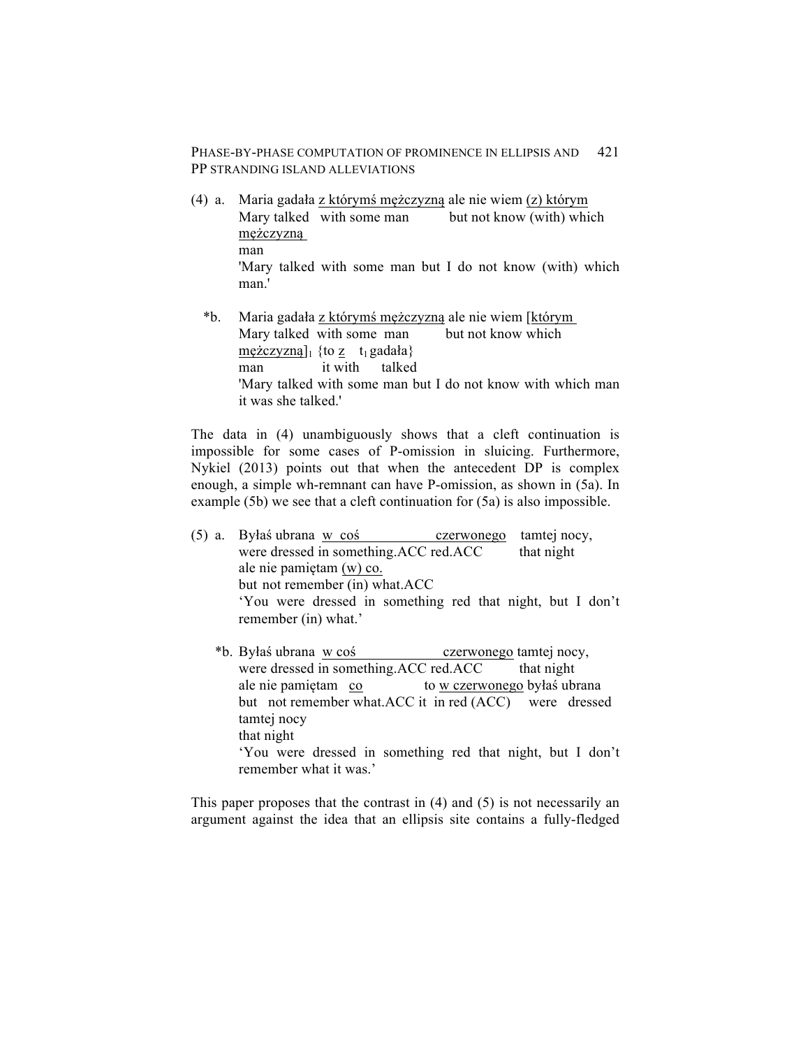(4) a. Maria gadała z którymś mężczyzną ale nie wiem (z) którym
Mary talked with some man but not know (with) which
mężczyzną
man
'Mary talked with some man but I do not know (with) which man.'

*b. Maria gadała z którymś mężczyzną ale nie wiem [którym
Mary talked with some man but not know which
mężczyzną]$_1$ {to z $t_1$ gadała}
man it with talked
'Mary talked with some man but I do not know with which man it was she talked.'

The data in (4) unambiguously shows that a cleft continuation is impossible for some cases of P-omission in sluicing. Furthermore, Nykiel (2013) points out that when the antecedent DP is complex enough, a simple wh-remnant can have P-omission, as shown in (5a). In example (5b) we see that a cleft continuation for (5a) is also impossible.

(5) a. Byłaś ubrana w coś czerwonego tamtej nocy,
were dressed in something.ACC red.ACC that night
ale nie pamiętam (w) co.
but not remember (in) what.ACC
'You were dressed in something red that night, but I don't remember (in) what.'

*b. Byłaś ubrana w coś czerwonego tamtej nocy,
were dressed in something.ACC red.ACC that night
ale nie pamiętam co to w czerwonego byłaś ubrana
but not remember what.ACC it in red (ACC) were dressed
tamtej nocy
that night
'You were dressed in something red that night, but I don't remember what it was.'

This paper proposes that the contrast in (4) and (5) is not necessarily an argument against the idea that an ellipsis site contains a fully-fledged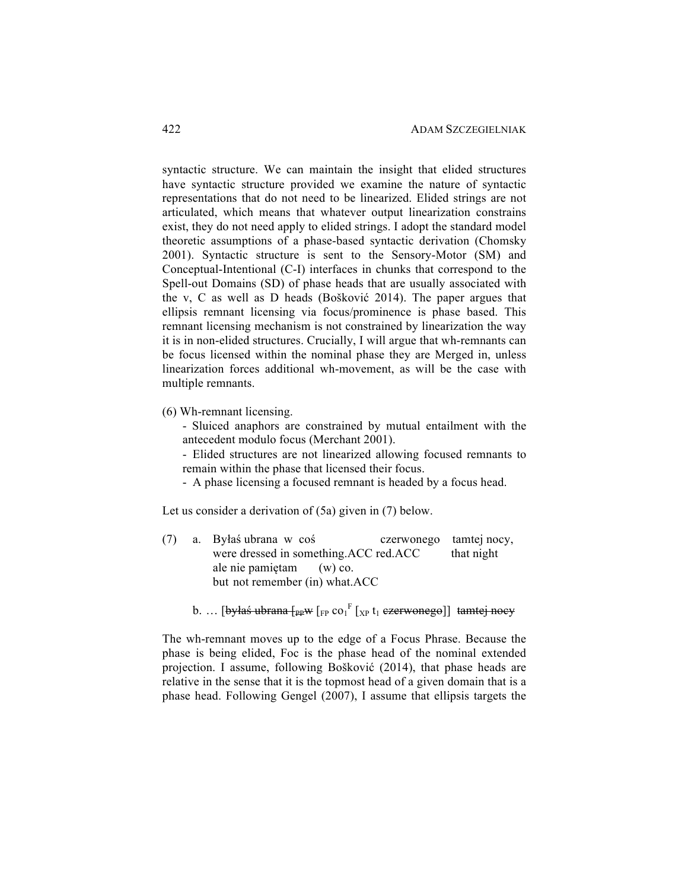syntactic structure. We can maintain the insight that elided structures have syntactic structure provided we examine the nature of syntactic representations that do not need to be linearized. Elided strings are not articulated, which means that whatever output linearization constrains exist, they do not need apply to elided strings. I adopt the standard model theoretic assumptions of a phase-based syntactic derivation (Chomsky 2001). Syntactic structure is sent to the Sensory-Motor (SM) and Conceptual-Intentional (C-I) interfaces in chunks that correspond to the Spell-out Domains (SD) of phase heads that are usually associated with the v, C as well as D heads (Bošković 2014). The paper argues that ellipsis remnant licensing via focus/prominence is phase based. This remnant licensing mechanism is not constrained by linearization the way it is in non-elided structures. Crucially, I will argue that wh-remnants can be focus licensed within the nominal phase they are Merged in, unless linearization forces additional wh-movement, as will be the case with multiple remnants.

(6) Wh-remnant licensing.

- Sluiced anaphors are constrained by mutual entailment with the antecedent modulo focus (Merchant 2001).
- Elided structures are not linearized allowing focused remnants to remain within the phase that licensed their focus.
- A phase licensing a focused remnant is headed by a focus head.

Let us consider a derivation of (5a) given in (7) below.

(7) a. Byłaś ubrana w coś czerwonego tamtej nocy,
were dressed in something.ACC red.ACC that night
ale nie pamiętam (w) co.
but not remember (in) what.ACC

b. … [~~byłaś ubrana~~ [$_{PP}$~~w~~ [$_{FP}$ co$_1^F$ [$_{XP}$ t$_1$ ~~czerwonego~~]] ~~tamtej nocy~~

The wh-remnant moves up to the edge of a Focus Phrase. Because the phase is being elided, Foc is the phase head of the nominal extended projection. I assume, following Bošković (2014), that phase heads are relative in the sense that it is the topmost head of a given domain that is a phase head. Following Gengel (2007), I assume that ellipsis targets the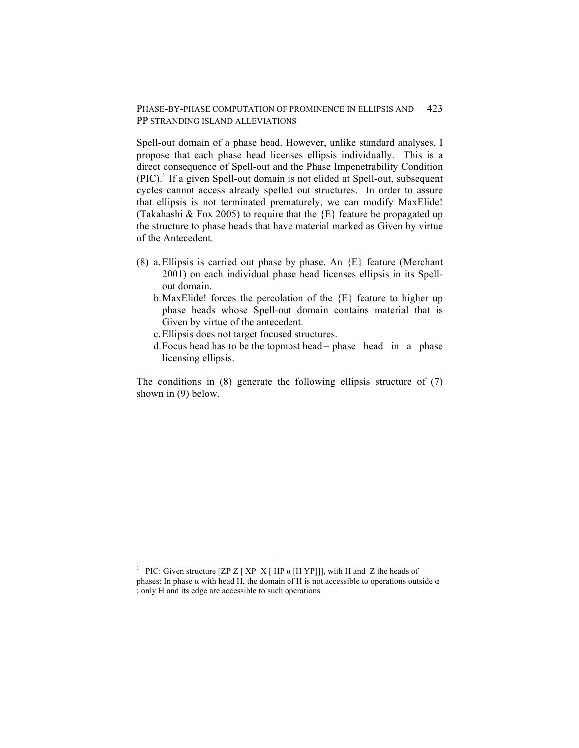Spell-out domain of a phase head. However, unlike standard analyses, I propose that each phase head licenses ellipsis individually. This is a direct consequence of Spell-out and the Phase Impenetrability Condition (PIC).[1] If a given Spell-out domain is not elided at Spell-out, subsequent cycles cannot access already spelled out structures. In order to assure that ellipsis is not terminated prematurely, we can modify MaxElide! (Takahashi & Fox 2005) to require that the {E} feature be propagated up the structure to phase heads that have material marked as Given by virtue of the Antecedent.

(8) a. Ellipsis is carried out phase by phase. An {E} feature (Merchant 2001) on each individual phase head licenses ellipsis in its Spell-out domain.
    b. MaxElide! forces the percolation of the {E} feature to higher up phase heads whose Spell-out domain contains material that is Given by virtue of the antecedent.
    c. Ellipsis does not target focused structures.
    d. Focus head has to be the topmost head = phase head in a phase licensing ellipsis.

The conditions in (8) generate the following ellipsis structure of (7) shown in (9) below.

---

[1] PIC: Given structure [ZP Z [ XP X [ HP $\alpha$ [H YP]]], with H and Z the heads of phases: In phase $\alpha$ with head H, the domain of H is not accessible to operations outside $\alpha$ ; only H and its edge are accessible to such operations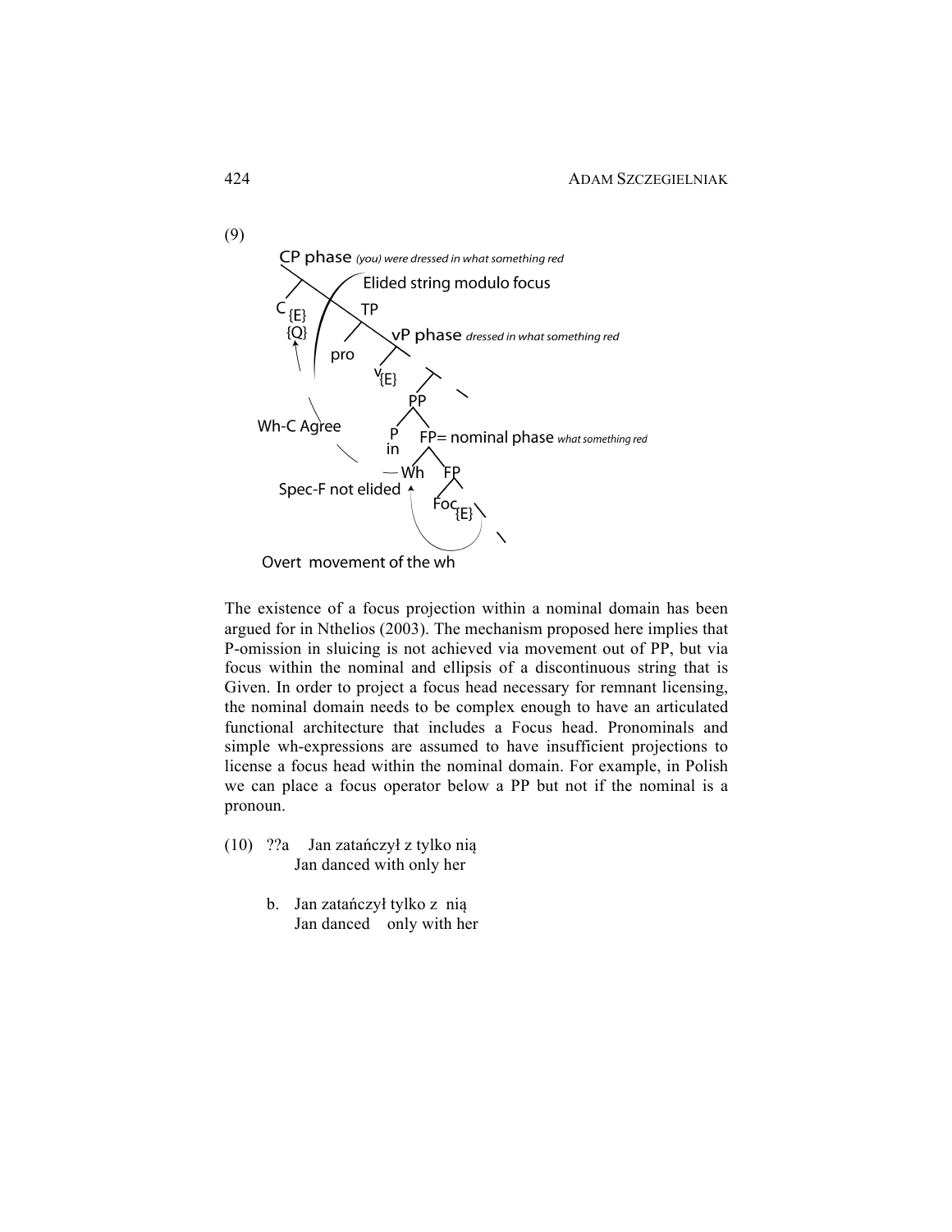(9)

CP phase *(you) were dressed in what something red*

Elided string modulo focus

$C_{\{E\}}$ TP

{Q} vP phase *dressed in what something red*

pro

$v_{\{E\}}$

PP

Wh-C Agree

P FP= nominal phase *what something red*

in

Wh FP

Spec-F not elided

$Foc_{\{E\}}$

Overt movement of the wh

The existence of a focus projection within a nominal domain has been argued for in Nthelios (2003). The mechanism proposed here implies that P-omission in sluicing is not achieved via movement out of PP, but via focus within the nominal and ellipsis of a discontinuous string that is Given. In order to project a focus head necessary for remnant licensing, the nominal domain needs to be complex enough to have an articulated functional architecture that includes a Focus head. Pronominals and simple wh-expressions are assumed to have insufficient projections to license a focus head within the nominal domain. For example, in Polish we can place a focus operator below a PP but not if the nominal is a pronoun.

(10) ??a Jan zatańczył z tylko nią
Jan danced with only her

b. Jan zatańczył tylko z nią
Jan danced only with her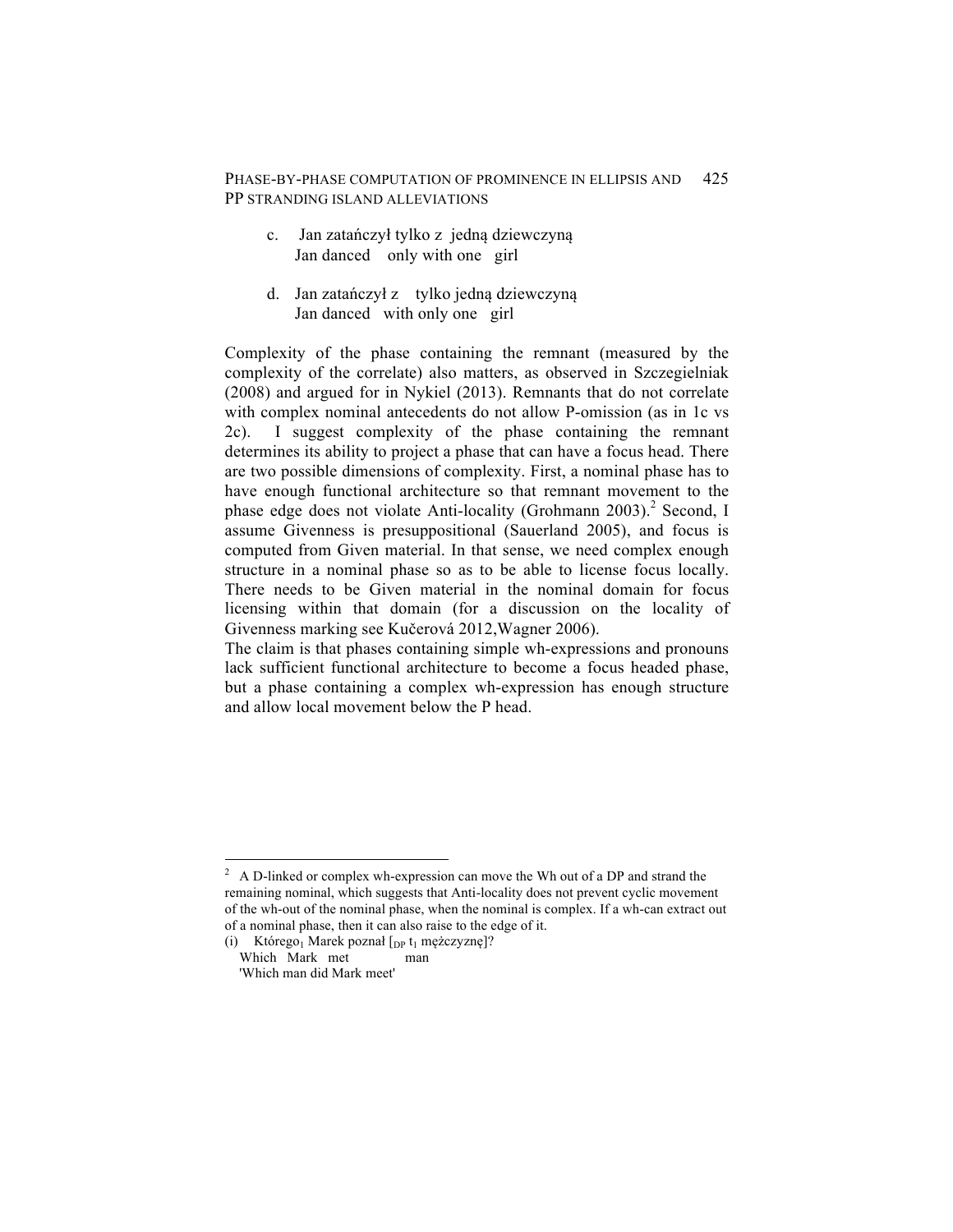c. Jan zatańczył tylko z jedną dziewczyną
   Jan danced only with one girl

d. Jan zatańczył z tylko jedną dziewczyną
   Jan danced with only one girl

Complexity of the phase containing the remnant (measured by the complexity of the correlate) also matters, as observed in Szczegielniak (2008) and argued for in Nykiel (2013). Remnants that do not correlate with complex nominal antecedents do not allow P-omission (as in 1c vs 2c). I suggest complexity of the phase containing the remnant determines its ability to project a phase that can have a focus head. There are two possible dimensions of complexity. First, a nominal phase has to have enough functional architecture so that remnant movement to the phase edge does not violate Anti-locality (Grohmann 2003).[2] Second, I assume Givenness is presuppositional (Sauerland 2005), and focus is computed from Given material. In that sense, we need complex enough structure in a nominal phase so as to be able to license focus locally. There needs to be Given material in the nominal domain for focus licensing within that domain (for a discussion on the locality of Givenness marking see Kučerová 2012, Wagner 2006).

The claim is that phases containing simple wh-expressions and pronouns lack sufficient functional architecture to become a focus headed phase, but a phase containing a complex wh-expression has enough structure and allow local movement below the P head.

---

[2] A D-linked or complex wh-expression can move the Wh out of a DP and strand the remaining nominal, which suggests that Anti-locality does not prevent cyclic movement of the wh-out of the nominal phase, when the nominal is complex. If a wh-can extract out of a nominal phase, then it can also raise to the edge of it.

(i) Którego$_1$ Marek poznał [$_{DP}$ t$_1$ mężczyznę]?
    Which Mark met man
    'Which man did Mark meet'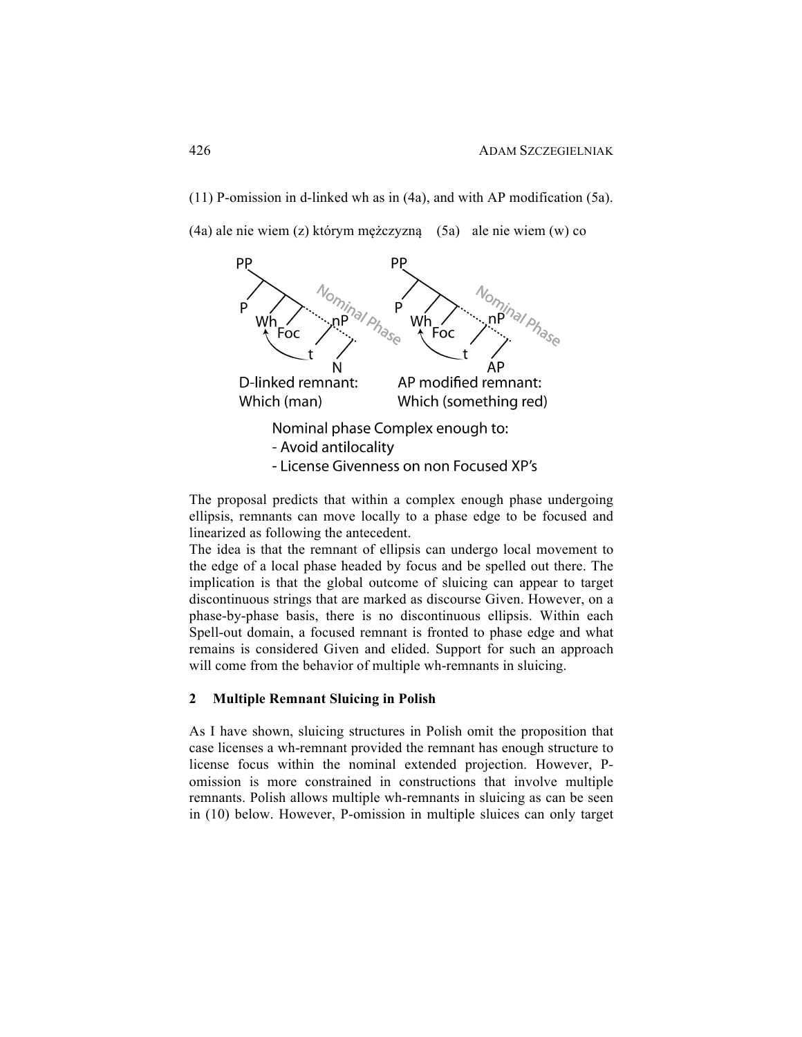(11) P-omission in d-linked wh as in (4a), and with AP modification (5a).

(4a) ale nie wiem (z) którym mężczyzną (5a) ale nie wiem (w) co

PP — P — Wh — Foc — nP — t — N (Nominal Phase)
D-linked remnant:
Which (man)

PP — P — Wh — Foc — nP — t — AP (Nominal Phase)
AP modified remnant:
Which (something red)

Nominal phase Complex enough to:
- Avoid antilocality
- License Givenness on non Focused XP's

The proposal predicts that within a complex enough phase undergoing ellipsis, remnants can move locally to a phase edge to be focused and linearized as following the antecedent.

The idea is that the remnant of ellipsis can undergo local movement to the edge of a local phase headed by focus and be spelled out there. The implication is that the global outcome of sluicing can appear to target discontinuous strings that are marked as discourse Given. However, on a phase-by-phase basis, there is no discontinuous ellipsis. Within each Spell-out domain, a focused remnant is fronted to phase edge and what remains is considered Given and elided. Support for such an approach will come from the behavior of multiple wh-remnants in sluicing.

## 2 Multiple Remnant Sluicing in Polish

As I have shown, sluicing structures in Polish omit the proposition that case licenses a wh-remnant provided the remnant has enough structure to license focus within the nominal extended projection. However, P-omission is more constrained in constructions that involve multiple remnants. Polish allows multiple wh-remnants in sluicing as can be seen in (10) below. However, P-omission in multiple sluices can only target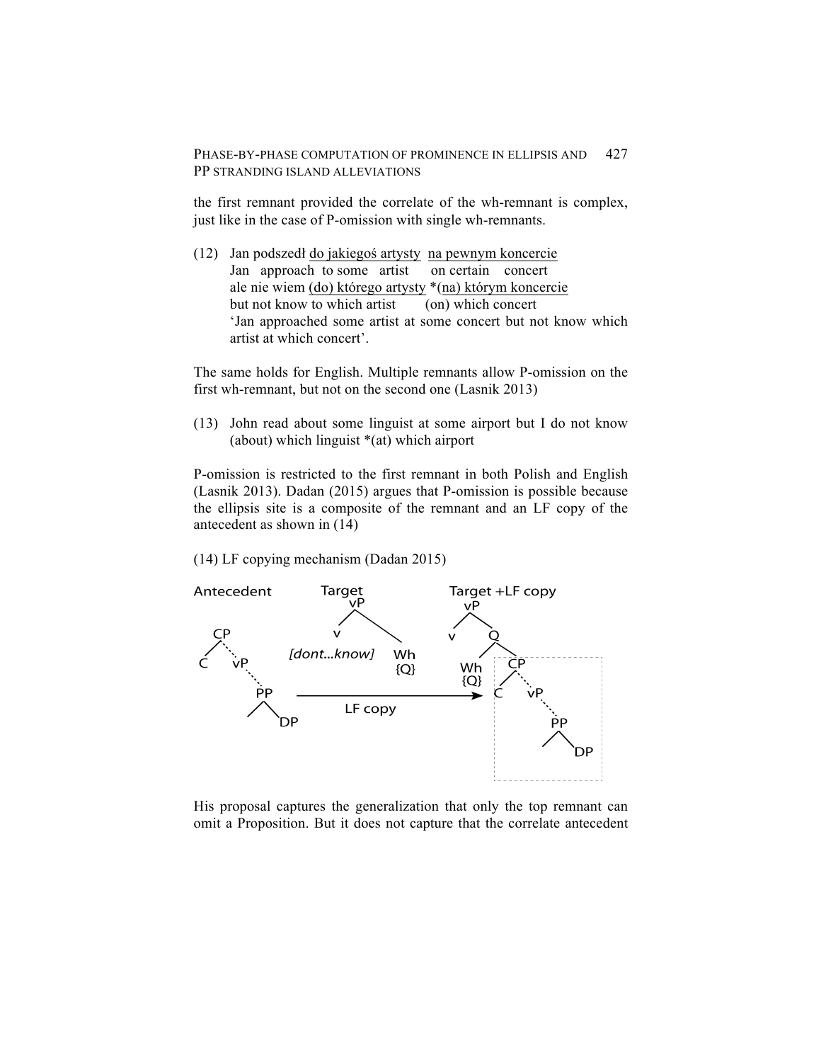the first remnant provided the correlate of the wh-remnant is complex, just like in the case of P-omission with single wh-remnants.

(12) Jan podszedł <u>do jakiegoś artysty</u> <u>na pewnym koncercie</u>
     Jan approach to some artist on certain concert
     ale nie wiem <u>(do) którego artysty</u> *<u>(na) którym koncercie</u>
     but not know to which artist (on) which concert
     'Jan approached some artist at some concert but not know which artist at which concert'.

The same holds for English. Multiple remnants allow P-omission on the first wh-remnant, but not on the second one (Lasnik 2013)

(13) John read about some linguist at some airport but I do not know (about) which linguist *(at) which airport

P-omission is restricted to the first remnant in both Polish and English (Lasnik 2013). Dadan (2015) argues that P-omission is possible because the ellipsis site is a composite of the remnant and an LF copy of the antecedent as shown in (14)

(14) LF copying mechanism (Dadan 2015)

Antecedent: [CP C [vP ... [PP DP]]]

Target: [vP v [dont...know] Wh {Q}]

Target +LF copy: [vP v [Q Wh {Q} [CP C [vP ... [PP DP]]]]]

(LF copy: Antecedent → Target +LF copy)

His proposal captures the generalization that only the top remnant can omit a Proposition. But it does not capture that the correlate antecedent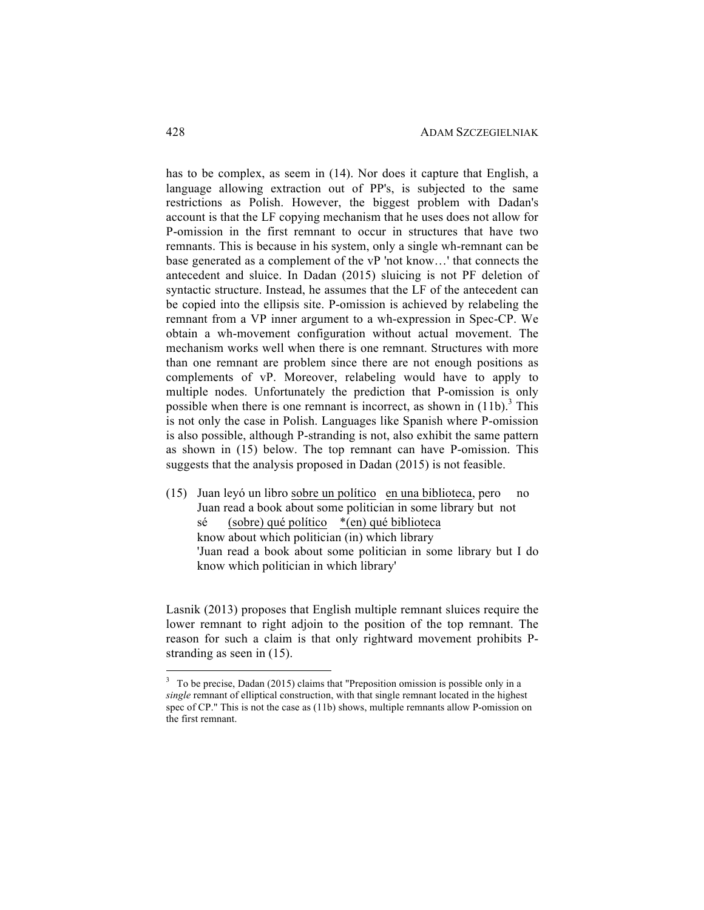has to be complex, as seem in (14). Nor does it capture that English, a language allowing extraction out of PP's, is subjected to the same restrictions as Polish. However, the biggest problem with Dadan's account is that the LF copying mechanism that he uses does not allow for P-omission in the first remnant to occur in structures that have two remnants. This is because in his system, only a single wh-remnant can be base generated as a complement of the vP 'not know…' that connects the antecedent and sluice. In Dadan (2015) sluicing is not PF deletion of syntactic structure. Instead, he assumes that the LF of the antecedent can be copied into the ellipsis site. P-omission is achieved by relabeling the remnant from a VP inner argument to a wh-expression in Spec-CP. We obtain a wh-movement configuration without actual movement. The mechanism works well when there is one remnant. Structures with more than one remnant are problem since there are not enough positions as complements of vP. Moreover, relabeling would have to apply to multiple nodes. Unfortunately the prediction that P-omission is only possible when there is one remnant is incorrect, as shown in (11b).[3] This is not only the case in Polish. Languages like Spanish where P-omission is also possible, although P-stranding is not, also exhibit the same pattern as shown in (15) below. The top remnant can have P-omission. This suggests that the analysis proposed in Dadan (2015) is not feasible.

(15) Juan leyó un libro <u>sobre un político</u> <u>en una biblioteca</u>, pero no
Juan read a book about some politician in some library but not
sé <u>(sobre) qué político</u> <u>*(en) qué biblioteca</u>
know about which politician (in) which library
'Juan read a book about some politician in some library but I do know which politician in which library'

Lasnik (2013) proposes that English multiple remnant sluices require the lower remnant to right adjoin to the position of the top remnant. The reason for such a claim is that only rightward movement prohibits P-stranding as seen in (15).

---

[3] To be precise, Dadan (2015) claims that "Preposition omission is possible only in a *single* remnant of elliptical construction, with that single remnant located in the highest spec of CP." This is not the case as (11b) shows, multiple remnants allow P-omission on the first remnant.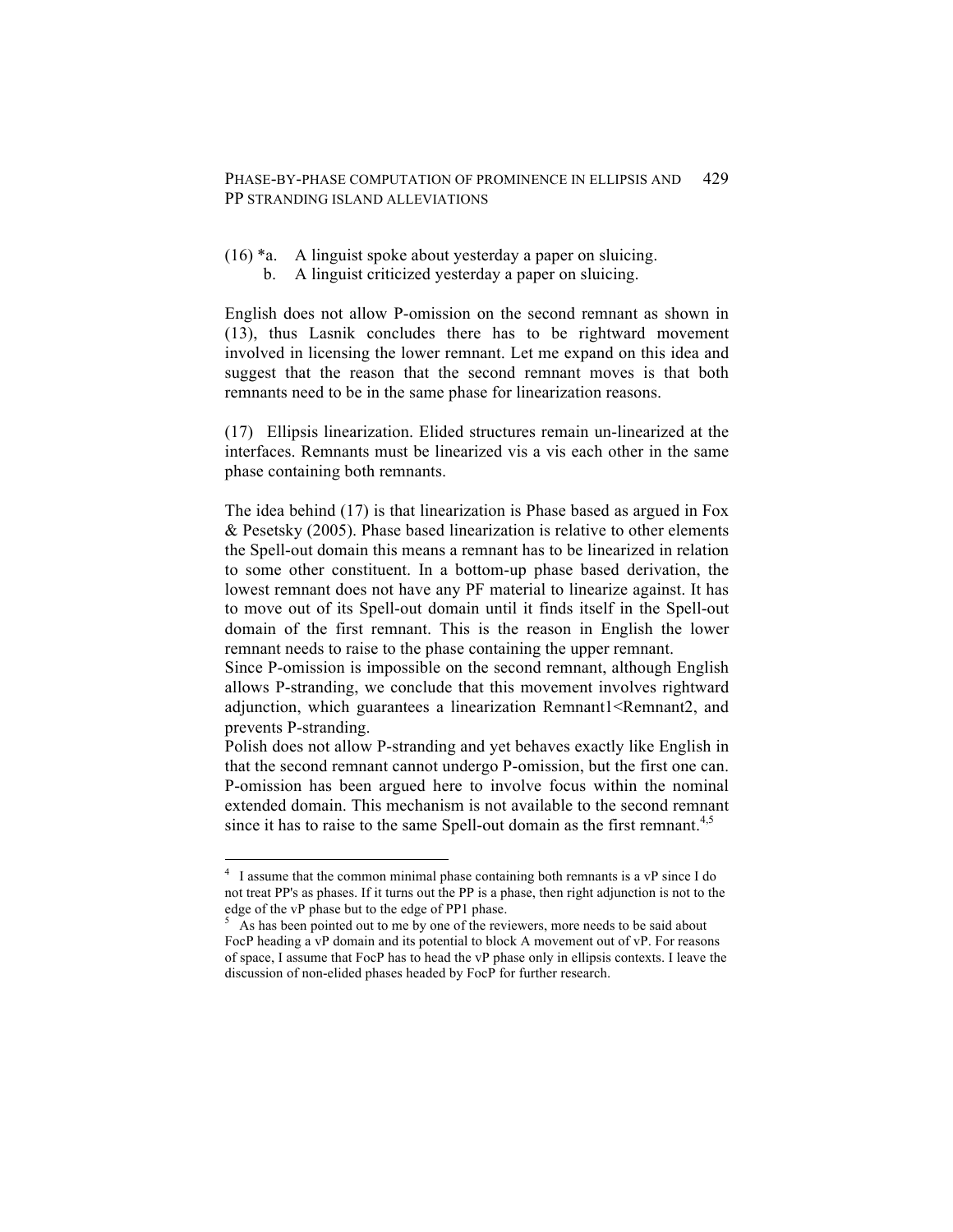(16) *a. A linguist spoke about yesterday a paper on sluicing.
b. A linguist criticized yesterday a paper on sluicing.

English does not allow P-omission on the second remnant as shown in (13), thus Lasnik concludes there has to be rightward movement involved in licensing the lower remnant. Let me expand on this idea and suggest that the reason that the second remnant moves is that both remnants need to be in the same phase for linearization reasons.

(17) Ellipsis linearization. Elided structures remain un-linearized at the interfaces. Remnants must be linearized vis a vis each other in the same phase containing both remnants.

The idea behind (17) is that linearization is Phase based as argued in Fox & Pesetsky (2005). Phase based linearization is relative to other elements the Spell-out domain this means a remnant has to be linearized in relation to some other constituent. In a bottom-up phase based derivation, the lowest remnant does not have any PF material to linearize against. It has to move out of its Spell-out domain until it finds itself in the Spell-out domain of the first remnant. This is the reason in English the lower remnant needs to raise to the phase containing the upper remnant.
Since P-omission is impossible on the second remnant, although English allows P-stranding, we conclude that this movement involves rightward adjunction, which guarantees a linearization Remnant1<Remnant2, and prevents P-stranding.
Polish does not allow P-stranding and yet behaves exactly like English in that the second remnant cannot undergo P-omission, but the first one can. P-omission has been argued here to involve focus within the nominal extended domain. This mechanism is not available to the second remnant since it has to raise to the same Spell-out domain as the first remnant.[4,5]

[4] I assume that the common minimal phase containing both remnants is a vP since I do not treat PP's as phases. If it turns out the PP is a phase, then right adjunction is not to the edge of the vP phase but to the edge of PP1 phase.

[5] As has been pointed out to me by one of the reviewers, more needs to be said about FocP heading a vP domain and its potential to block A movement out of vP. For reasons of space, I assume that FocP has to head the vP phase only in ellipsis contexts. I leave the discussion of non-elided phases headed by FocP for further research.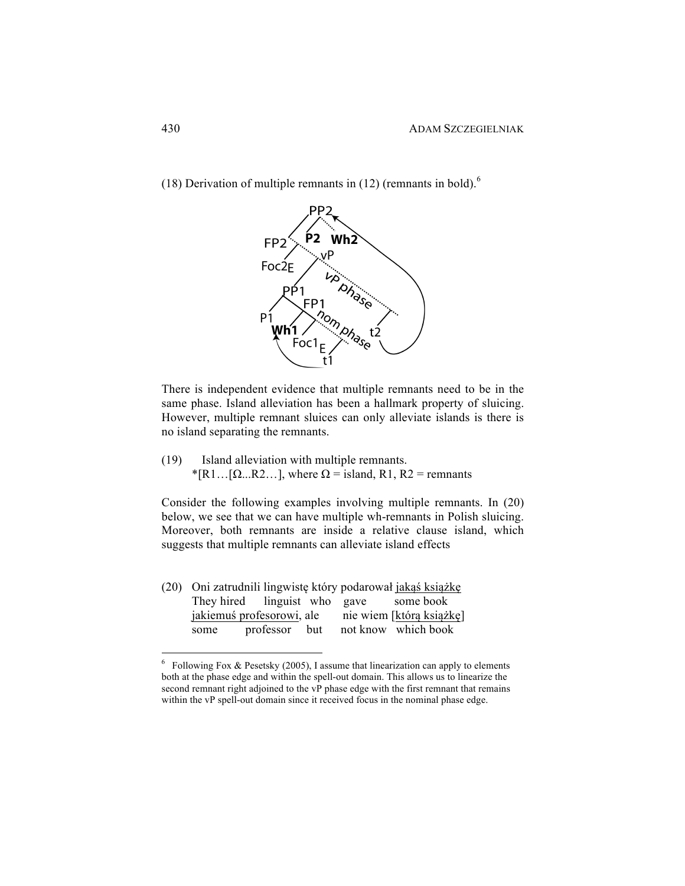(18) Derivation of multiple remnants in (12) (remnants in bold).[6]

There is independent evidence that multiple remnants need to be in the same phase. Island alleviation has been a hallmark property of sluicing. However, multiple remnant sluices can only alleviate islands is there is no island separating the remnants.

(19) Island alleviation with multiple remnants.
*[R1…[Ω...R2…], where Ω = island, R1, R2 = remnants

Consider the following examples involving multiple remnants. In (20) below, we see that we can have multiple wh-remnants in Polish sluicing. Moreover, both remnants are inside a relative clause island, which suggests that multiple remnants can alleviate island effects

(20) Oni zatrudnili lingwistę który podarował jakąś książkę
They hired linguist who gave some book
jakiemuś profesorowi, ale nie wiem [którą książkę]
some professor but not know which book

[6] Following Fox & Pesetsky (2005), I assume that linearization can apply to elements both at the phase edge and within the spell-out domain. This allows us to linearize the second remnant right adjoined to the vP phase edge with the first remnant that remains within the vP spell-out domain since it received focus in the nominal phase edge.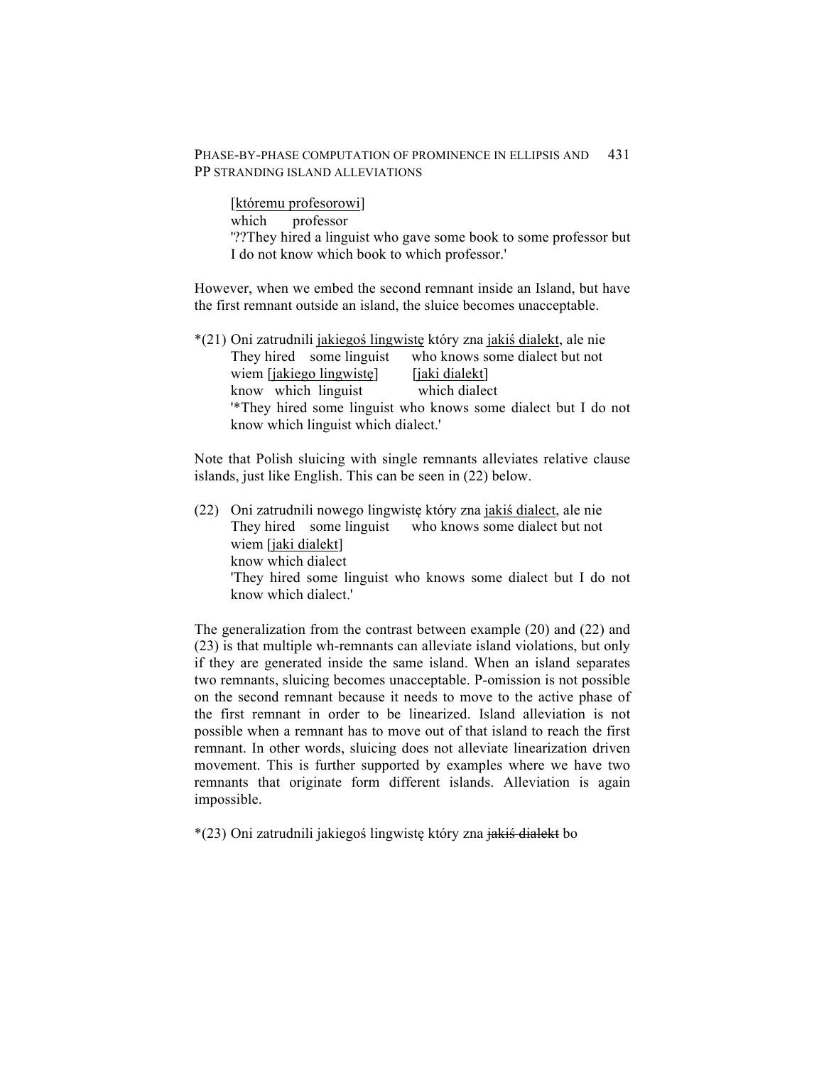[<u>któremu profesorowi</u>]
which professor
'??They hired a linguist who gave some book to some professor but I do not know which book to which professor.'

However, when we embed the second remnant inside an Island, but have the first remnant outside an island, the sluice becomes unacceptable.

*(21) Oni zatrudnili <u>jakiegoś lingwistę</u> który zna <u>jakiś dialekt</u>, ale nie
They hired some linguist who knows some dialect but not
wiem [<u>jakiego lingwistę</u>] [<u>jaki dialekt</u>]
know which linguist which dialect
'*They hired some linguist who knows some dialect but I do not know which linguist which dialect.'

Note that Polish sluicing with single remnants alleviates relative clause islands, just like English. This can be seen in (22) below.

(22) Oni zatrudnili nowego lingwistę który zna <u>jakiś dialect</u>, ale nie
They hired some linguist who knows some dialect but not
wiem [<u>jaki dialekt</u>]
know which dialect
'They hired some linguist who knows some dialect but I do not know which dialect.'

The generalization from the contrast between example (20) and (22) and (23) is that multiple wh-remnants can alleviate island violations, but only if they are generated inside the same island. When an island separates two remnants, sluicing becomes unacceptable. P-omission is not possible on the second remnant because it needs to move to the active phase of the first remnant in order to be linearized. Island alleviation is not possible when a remnant has to move out of that island to reach the first remnant. In other words, sluicing does not alleviate linearization driven movement. This is further supported by examples where we have two remnants that originate form different islands. Alleviation is again impossible.

*(23) Oni zatrudnili jakiegoś lingwistę który zna ~~jakiś dialekt~~ bo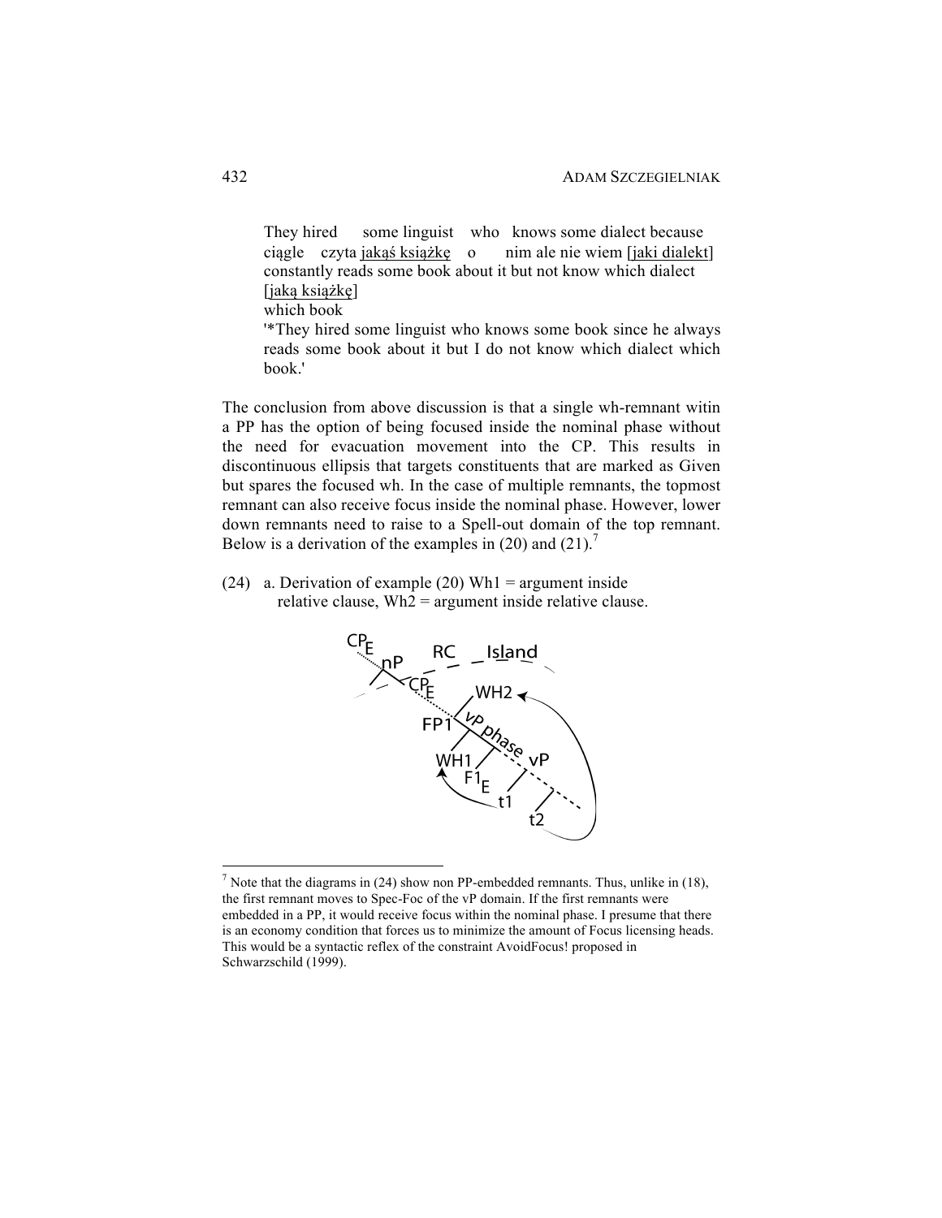They hired some linguist who knows some dialect because
ciągle czyta jakąś książkę o nim ale nie wiem [jaki dialekt]
constantly reads some book about it but not know which dialect
[jaką książkę]
which book
'*They hired some linguist who knows some book since he always reads some book about it but I do not know which dialect which book.'

The conclusion from above discussion is that a single wh-remnant witin a PP has the option of being focused inside the nominal phase without the need for evacuation movement into the CP. This results in discontinuous ellipsis that targets constituents that are marked as Given but spares the focused wh. In the case of multiple remnants, the topmost remnant can also receive focus inside the nominal phase. However, lower down remnants need to raise to a Spell-out domain of the top remnant. Below is a derivation of the examples in (20) and (21).[7]

(24) a. Derivation of example (20) Wh1 = argument inside relative clause, Wh2 = argument inside relative clause.

[7] Note that the diagrams in (24) show non PP-embedded remnants. Thus, unlike in (18), the first remnant moves to Spec-Foc of the vP domain. If the first remnants were embedded in a PP, it would receive focus within the nominal phase. I presume that there is an economy condition that forces us to minimize the amount of Focus licensing heads. This would be a syntactic reflex of the constraint AvoidFocus! proposed in Schwarzschild (1999).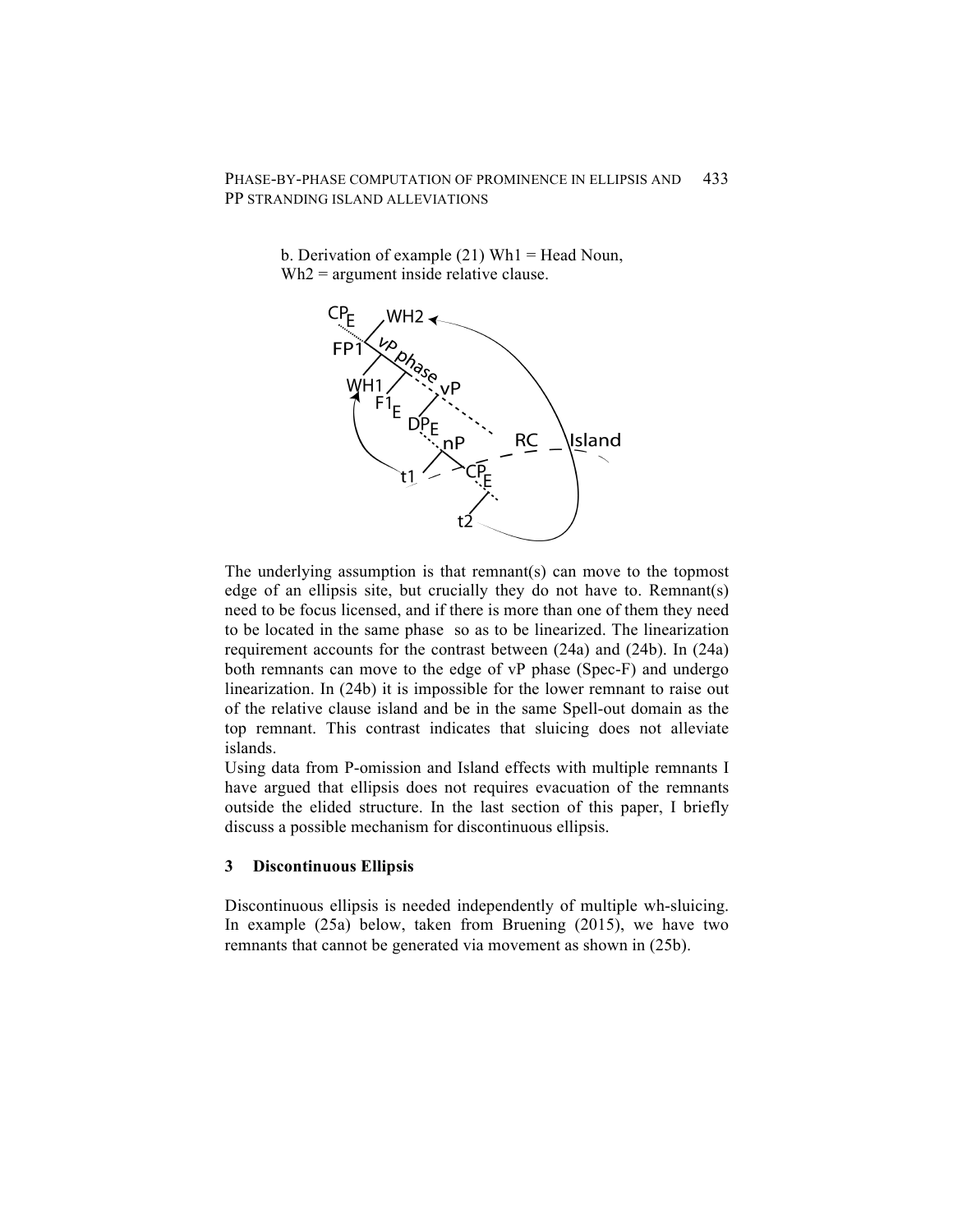b. Derivation of example (21) Wh1 = Head Noun, Wh2 = argument inside relative clause.

The underlying assumption is that remnant(s) can move to the topmost edge of an ellipsis site, but crucially they do not have to. Remnant(s) need to be focus licensed, and if there is more than one of them they need to be located in the same phase so as to be linearized. The linearization requirement accounts for the contrast between (24a) and (24b). In (24a) both remnants can move to the edge of vP phase (Spec-F) and undergo linearization. In (24b) it is impossible for the lower remnant to raise out of the relative clause island and be in the same Spell-out domain as the top remnant. This contrast indicates that sluicing does not alleviate islands.

Using data from P-omission and Island effects with multiple remnants I have argued that ellipsis does not requires evacuation of the remnants outside the elided structure. In the last section of this paper, I briefly discuss a possible mechanism for discontinuous ellipsis.

## 3 Discontinuous Ellipsis

Discontinuous ellipsis is needed independently of multiple wh-sluicing. In example (25a) below, taken from Bruening (2015), we have two remnants that cannot be generated via movement as shown in (25b).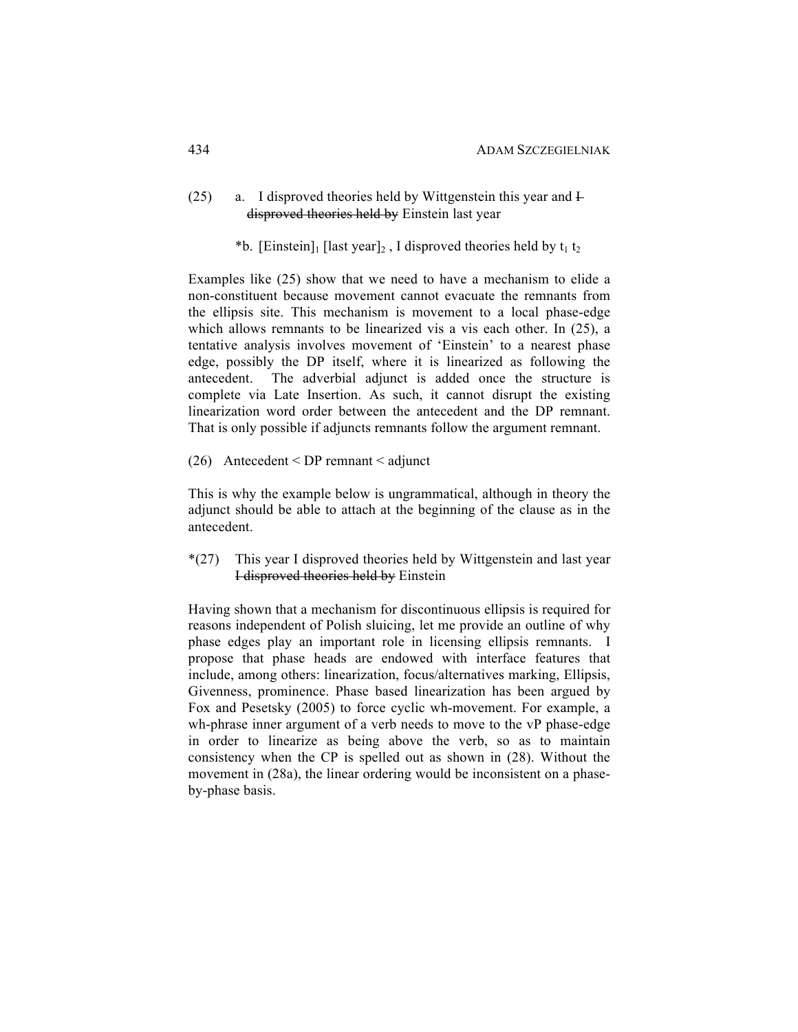(25) a. I disproved theories held by Wittgenstein this year and ~~I disproved theories held by~~ Einstein last year

*b. [Einstein]$_1$ [last year]$_2$ , I disproved theories held by $t_1$ $t_2$

Examples like (25) show that we need to have a mechanism to elide a non-constituent because movement cannot evacuate the remnants from the ellipsis site. This mechanism is movement to a local phase-edge which allows remnants to be linearized vis a vis each other. In (25), a tentative analysis involves movement of 'Einstein' to a nearest phase edge, possibly the DP itself, where it is linearized as following the antecedent. The adverbial adjunct is added once the structure is complete via Late Insertion. As such, it cannot disrupt the existing linearization word order between the antecedent and the DP remnant. That is only possible if adjuncts remnants follow the argument remnant.

(26) Antecedent < DP remnant < adjunct

This is why the example below is ungrammatical, although in theory the adjunct should be able to attach at the beginning of the clause as in the antecedent.

*(27) This year I disproved theories held by Wittgenstein and last year ~~I disproved theories held by~~ Einstein

Having shown that a mechanism for discontinuous ellipsis is required for reasons independent of Polish sluicing, let me provide an outline of why phase edges play an important role in licensing ellipsis remnants. I propose that phase heads are endowed with interface features that include, among others: linearization, focus/alternatives marking, Ellipsis, Givenness, prominence. Phase based linearization has been argued by Fox and Pesetsky (2005) to force cyclic wh-movement. For example, a wh-phrase inner argument of a verb needs to move to the vP phase-edge in order to linearize as being above the verb, so as to maintain consistency when the CP is spelled out as shown in (28). Without the movement in (28a), the linear ordering would be inconsistent on a phase-by-phase basis.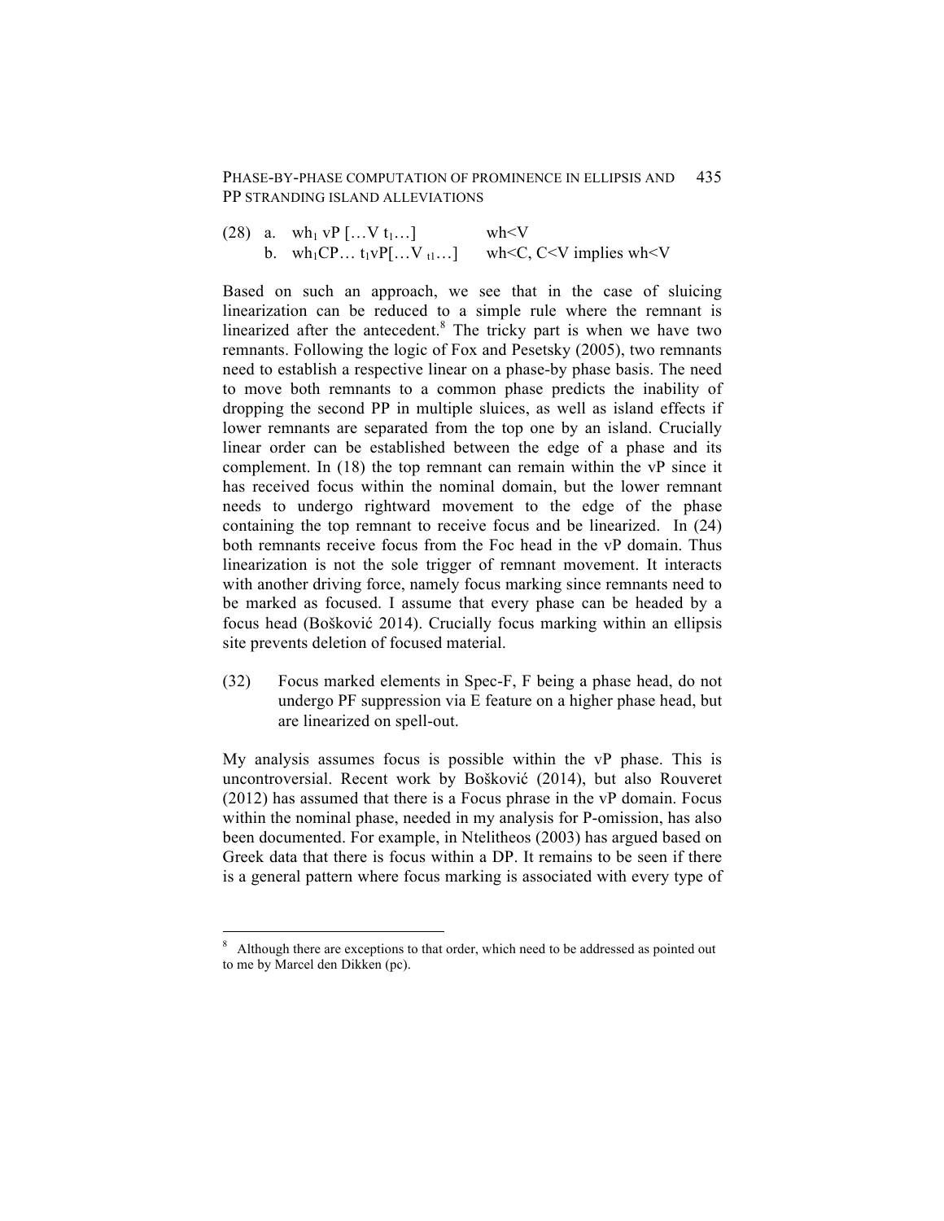(28) a. $wh_1$ vP […V $t_1$…]  wh<V
  b. $wh_1$CP… $t_1$vP[…V $_{t1}$…]  wh<C, C<V implies wh<V

Based on such an approach, we see that in the case of sluicing linearization can be reduced to a simple rule where the remnant is linearized after the antecedent.[8] The tricky part is when we have two remnants. Following the logic of Fox and Pesetsky (2005), two remnants need to establish a respective linear on a phase-by phase basis. The need to move both remnants to a common phase predicts the inability of dropping the second PP in multiple sluices, as well as island effects if lower remnants are separated from the top one by an island. Crucially linear order can be established between the edge of a phase and its complement. In (18) the top remnant can remain within the vP since it has received focus within the nominal domain, but the lower remnant needs to undergo rightward movement to the edge of the phase containing the top remnant to receive focus and be linearized. In (24) both remnants receive focus from the Foc head in the vP domain. Thus linearization is not the sole trigger of remnant movement. It interacts with another driving force, namely focus marking since remnants need to be marked as focused. I assume that every phase can be headed by a focus head (Bošković 2014). Crucially focus marking within an ellipsis site prevents deletion of focused material.

(32) Focus marked elements in Spec-F, F being a phase head, do not undergo PF suppression via E feature on a higher phase head, but are linearized on spell-out.

My analysis assumes focus is possible within the vP phase. This is uncontroversial. Recent work by Bošković (2014), but also Rouveret (2012) has assumed that there is a Focus phrase in the vP domain. Focus within the nominal phase, needed in my analysis for P-omission, has also been documented. For example, in Ntelitheos (2003) has argued based on Greek data that there is focus within a DP. It remains to be seen if there is a general pattern where focus marking is associated with every type of

[8] Although there are exceptions to that order, which need to be addressed as pointed out to me by Marcel den Dikken (pc).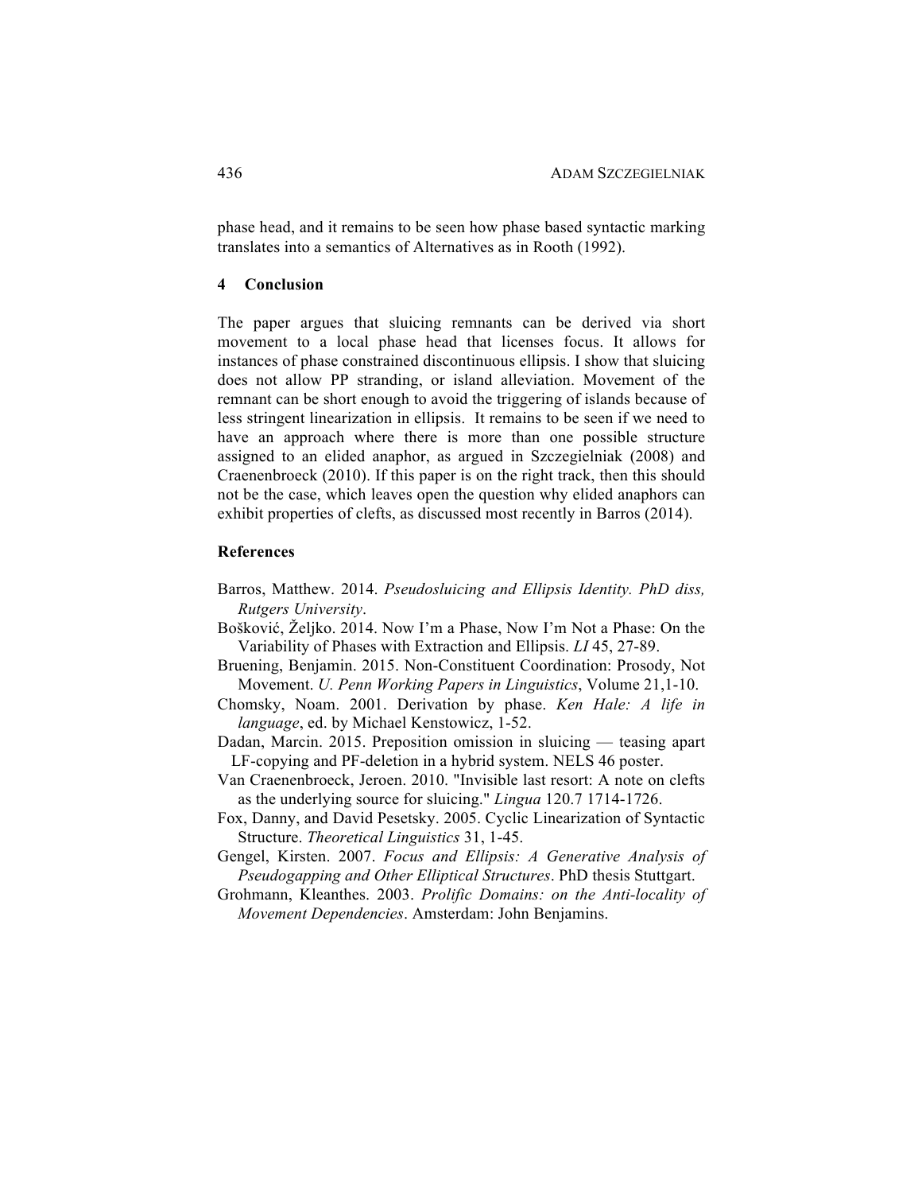phase head, and it remains to be seen how phase based syntactic marking translates into a semantics of Alternatives as in Rooth (1992).

## 4 Conclusion

The paper argues that sluicing remnants can be derived via short movement to a local phase head that licenses focus. It allows for instances of phase constrained discontinuous ellipsis. I show that sluicing does not allow PP stranding, or island alleviation. Movement of the remnant can be short enough to avoid the triggering of islands because of less stringent linearization in ellipsis. It remains to be seen if we need to have an approach where there is more than one possible structure assigned to an elided anaphor, as argued in Szczegielniak (2008) and Craenenbroeck (2010). If this paper is on the right track, then this should not be the case, which leaves open the question why elided anaphors can exhibit properties of clefts, as discussed most recently in Barros (2014).

## References

Barros, Matthew. 2014. *Pseudosluicing and Ellipsis Identity. PhD diss, Rutgers University*.

Bošković, Željko. 2014. Now I'm a Phase, Now I'm Not a Phase: On the Variability of Phases with Extraction and Ellipsis. *LI* 45, 27-89.

Bruening, Benjamin. 2015. Non-Constituent Coordination: Prosody, Not Movement. *U. Penn Working Papers in Linguistics*, Volume 21,1-10.

Chomsky, Noam. 2001. Derivation by phase. *Ken Hale: A life in language*, ed. by Michael Kenstowicz, 1-52.

Dadan, Marcin. 2015. Preposition omission in sluicing — teasing apart LF-copying and PF-deletion in a hybrid system. NELS 46 poster.

Van Craenenbroeck, Jeroen. 2010. "Invisible last resort: A note on clefts as the underlying source for sluicing." *Lingua* 120.7 1714-1726.

Fox, Danny, and David Pesetsky. 2005. Cyclic Linearization of Syntactic Structure. *Theoretical Linguistics* 31, 1-45.

Gengel, Kirsten. 2007. *Focus and Ellipsis: A Generative Analysis of Pseudogapping and Other Elliptical Structures*. PhD thesis Stuttgart.

Grohmann, Kleanthes. 2003. *Prolific Domains: on the Anti-locality of Movement Dependencies*. Amsterdam: John Benjamins.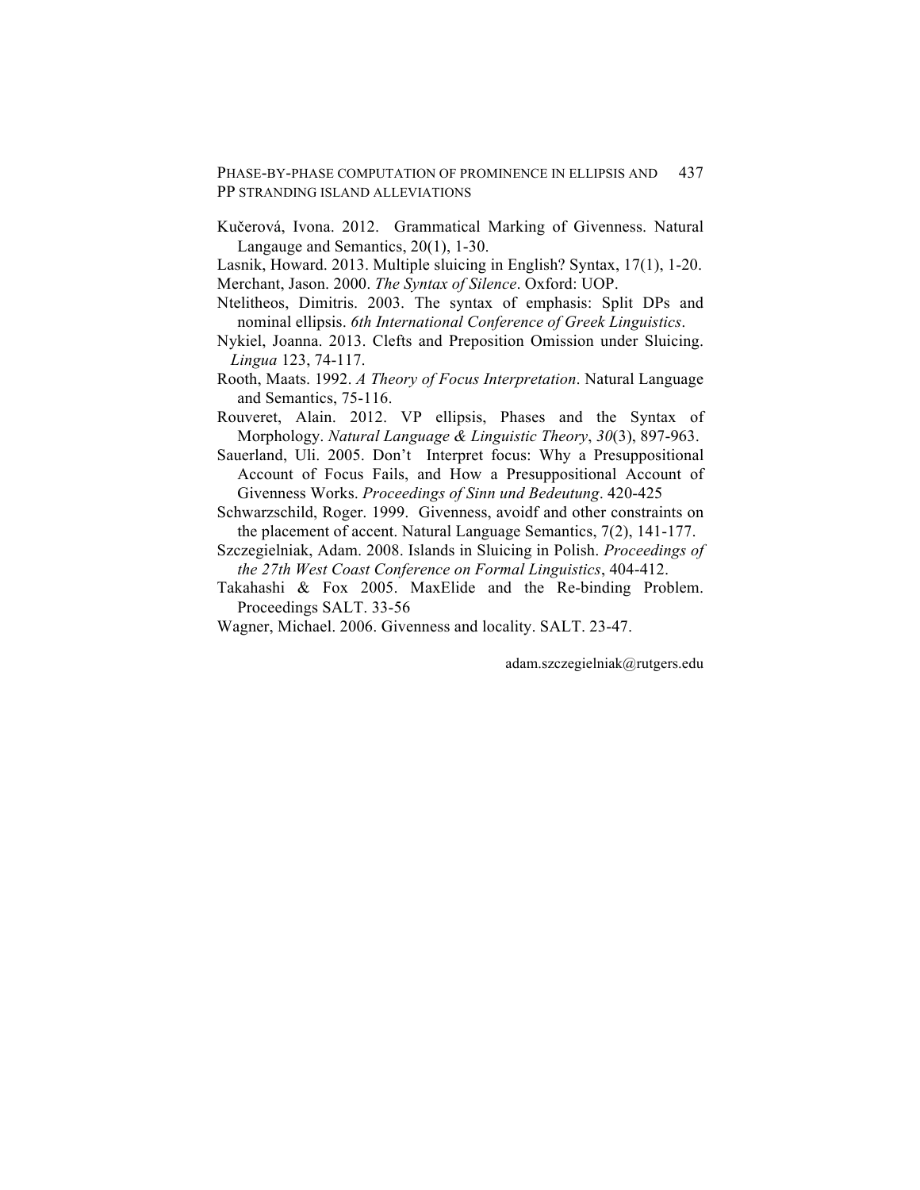Kučerová, Ivona. 2012. Grammatical Marking of Givenness. Natural Langauge and Semantics, 20(1), 1-30.

Lasnik, Howard. 2013. Multiple sluicing in English? Syntax, 17(1), 1-20.

Merchant, Jason. 2000. *The Syntax of Silence*. Oxford: UOP.

Ntelitheos, Dimitris. 2003. The syntax of emphasis: Split DPs and nominal ellipsis. *6th International Conference of Greek Linguistics*.

Nykiel, Joanna. 2013. Clefts and Preposition Omission under Sluicing. *Lingua* 123, 74-117.

Rooth, Maats. 1992. *A Theory of Focus Interpretation*. Natural Language and Semantics, 75-116.

Rouveret, Alain. 2012. VP ellipsis, Phases and the Syntax of Morphology. *Natural Language & Linguistic Theory*, *30*(3), 897-963.

Sauerland, Uli. 2005. Don't Interpret focus: Why a Presuppositional Account of Focus Fails, and How a Presuppositional Account of Givenness Works. *Proceedings of Sinn und Bedeutung*. 420-425

Schwarzschild, Roger. 1999. Givenness, avoidf and other constraints on the placement of accent. Natural Language Semantics, 7(2), 141-177.

Szczegielniak, Adam. 2008. Islands in Sluicing in Polish. *Proceedings of the 27th West Coast Conference on Formal Linguistics*, 404-412.

Takahashi & Fox 2005. MaxElide and the Re-binding Problem. Proceedings SALT. 33-56

Wagner, Michael. 2006. Givenness and locality. SALT. 23-47.

adam.szczegielniak@rutgers.edu